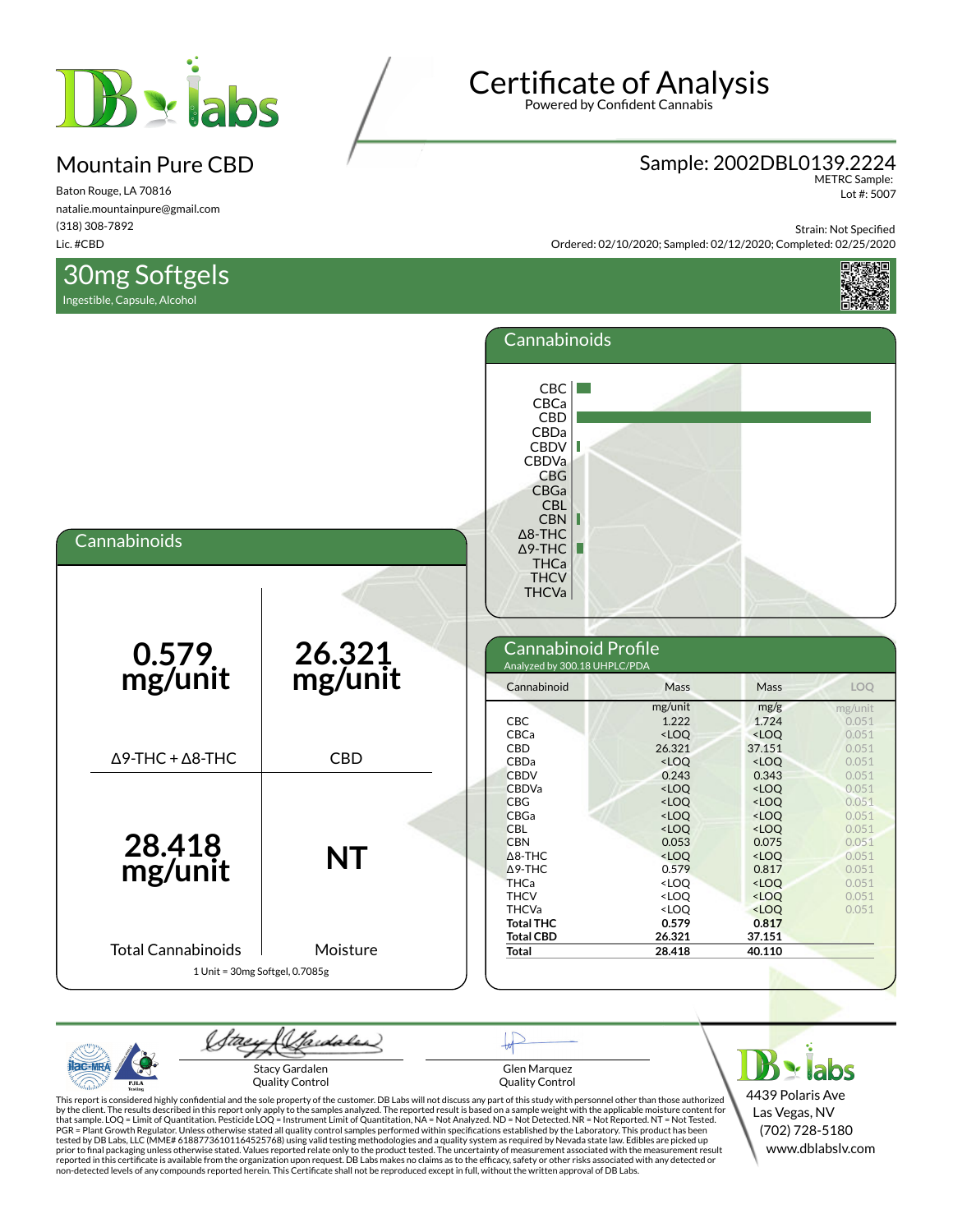# Certificate of Analysis

Powered by Confident Cannabis

## Mountain Pure CBD

Baton Rouge, LA 70816
natalie.mountainpure@gmail.com
(318) 308-7892
Lic. #CBD

**Sample: 2002DBL0139.2224**
METRC Sample:
Lot #: 5007

Strain: Not Specified
Ordered: 02/10/2020; Sampled: 02/12/2020; Completed: 02/25/2020

## 30mg Softgels

Ingestible, Capsule, Alcohol

## Cannabinoids

| | |
|---|---|
| **0.579 mg/unit** | **26.321 mg/unit** |
| Δ9-THC + Δ8-THC | CBD |
| **28.418 mg/unit** | **NT** |
| Total Cannabinoids | Moisture |

1 Unit = 30mg Softgel, 0.7085g

## Cannabinoid Profile

Analyzed by 300.18 UHPLC/PDA

| Cannabinoid | Mass | Mass | LOQ |
|---|---|---|---|
| | mg/unit | mg/g | mg/unit |
| CBC | 1.222 | 1.724 | 0.051 |
| CBCa | <LOQ | <LOQ | 0.051 |
| CBD | 26.321 | 37.151 | 0.051 |
| CBDa | <LOQ | <LOQ | 0.051 |
| CBDV | 0.243 | 0.343 | 0.051 |
| CBDVa | <LOQ | <LOQ | 0.051 |
| CBG | <LOQ | <LOQ | 0.051 |
| CBGa | <LOQ | <LOQ | 0.051 |
| CBL | <LOQ | <LOQ | 0.051 |
| CBN | 0.053 | 0.075 | 0.051 |
| Δ8-THC | <LOQ | <LOQ | 0.051 |
| Δ9-THC | 0.579 | 0.817 | 0.051 |
| THCa | <LOQ | <LOQ | 0.051 |
| THCV | <LOQ | <LOQ | 0.051 |
| THCVa | <LOQ | <LOQ | 0.051 |
| **Total THC** | **0.579** | **0.817** | |
| **Total CBD** | **26.321** | **37.151** | |
| **Total** | **28.418** | **40.110** | |

Stacy Gardalen
Quality Control

Glen Marquez
Quality Control

This report is considered highly confidential and the sole property of the customer. DB Labs will not discuss any part of this study with personnel other than those authorized by the client. The results described in this report only apply to the samples analyzed. The reported result is based on a sample weight with the applicable moisture content for that sample. LOQ = Limit of Quantitation. Pesticide LOQ = Instrument Limit of Quantitation, NA = Not Analyzed. ND = Not Detected. NR = Not Reported. NT = Not Tested. PGR = Plant Growth Regulator. Unless otherwise stated all quality control samples performed within specifications established by the Laboratory. This product has been tested by DB Labs, LLC (MME# 61887736101164525768) using valid testing methodologies and a quality system as required by Nevada state law. Edibles are picked up prior to final packaging unless otherwise stated. Values reported relate only to the product tested. The uncertainty of measurement associated with the measurement result reported in this certificate is available from the organization upon request. DB Labs makes no claims as to the efficacy, safety or other risks associated with any detected or non-detected levels of any compounds reported herein. This Certificate shall not be reproduced except in full, without the written approval of DB Labs.

4439 Polaris Ave
Las Vegas, NV
(702) 728-5180
www.dblabslv.com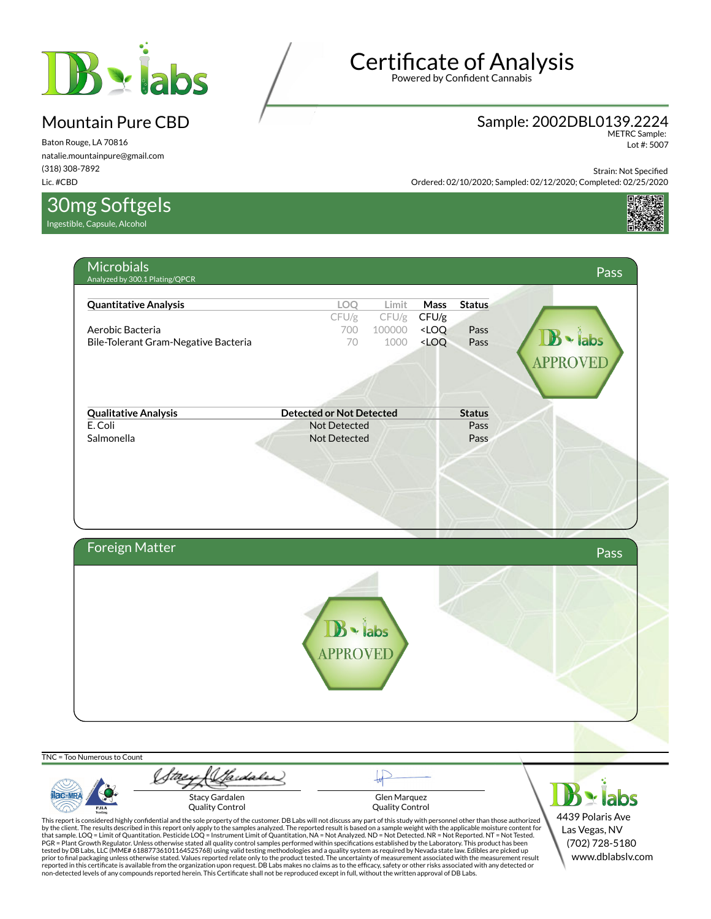# Certificate of Analysis

Powered by Confident Cannabis

## Mountain Pure CBD

Baton Rouge, LA 70816
natalie.mountainpure@gmail.com
(318) 308-7892
Lic. #CBD

**Sample: 2002DBL0139.2224**
METRC Sample:
Lot #: 5007

Strain: Not Specified
Ordered: 02/10/2020; Sampled: 02/12/2020; Completed: 02/25/2020

## 30mg Softgels

Ingestible, Capsule, Alcohol

## Microbials — Pass

Analyzed by 300.1 Plating/QPCR

| Quantitative Analysis | LOQ CFU/g | Limit CFU/g | Mass CFU/g | Status |
|---|---|---|---|---|
| Aerobic Bacteria | 700 | 100000 | <LOQ | Pass |
| Bile-Tolerant Gram-Negative Bacteria | 70 | 1000 | <LOQ | Pass |

| Qualitative Analysis | Detected or Not Detected | Status |
|---|---|---|
| E. Coli | Not Detected | Pass |
| Salmonella | Not Detected | Pass |

DB labs APPROVED

## Foreign Matter — Pass

DB labs APPROVED

TNC = Too Numerous to Count

Stacy Gardalen
Quality Control

Glen Marquez
Quality Control

This report is considered highly confidential and the sole property of the customer. DB Labs will not discuss any part of this study with personnel other than those authorized by the client. The results described in this report only apply to the samples analyzed. The reported result is based on a sample weight with the applicable moisture content for that sample. LOQ = Limit of Quantitation. Pesticide LOQ = Instrument Limit of Quantitation, NA = Not Analyzed. ND = Not Detected. NR = Not Reported. NT = Not Tested. PGR = Plant Growth Regulator. Unless otherwise stated all quality control samples performed within specifications established by the Laboratory. This product has been tested by DB Labs, LLC (MME# 61887736101164525768) using valid testing methodologies and a quality system as required by Nevada state law. Edibles are picked up prior to final packaging unless otherwise stated. Values reported relate only to the product tested. The uncertainty of measurement associated with the measurement result reported in this certificate is available from the organization upon request. DB Labs makes no claims as to the efficacy, safety or other risks associated with any detected or non-detected levels of any compounds reported herein. This Certificate shall not be reproduced except in full, without the written approval of DB Labs.

4439 Polaris Ave
Las Vegas, NV
(702) 728-5180
www.dblabslv.com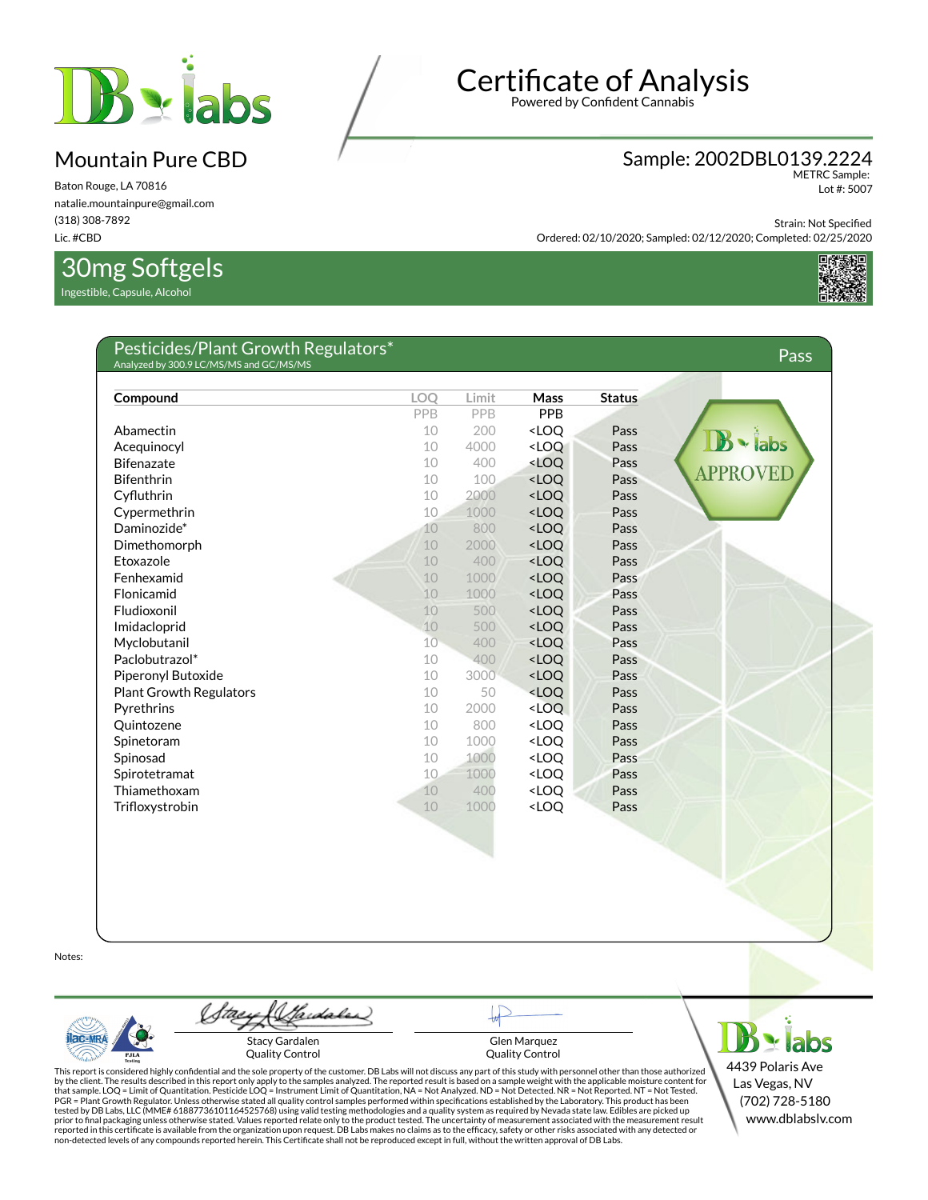# Certificate of Analysis

Powered by Confident Cannabis

## Mountain Pure CBD

Baton Rouge, LA 70816
natalie.mountainpure@gmail.com
(318) 308-7892
Lic. #CBD

**Sample: 2002DBL0139.2224**
METRC Sample:
Lot #: 5007

Strain: Not Specified
Ordered: 02/10/2020; Sampled: 02/12/2020; Completed: 02/25/2020

## 30mg Softgels

Ingestible, Capsule, Alcohol

### Pesticides/Plant Growth Regulators* — Pass

Analyzed by 300.9 LC/MS/MS and GC/MS/MS

| Compound | LOQ | Limit | Mass | Status |
|---|---|---|---|---|
| | PPB | PPB | PPB | |
| Abamectin | 10 | 200 | <LOQ | Pass |
| Acequinocyl | 10 | 4000 | <LOQ | Pass |
| Bifenazate | 10 | 400 | <LOQ | Pass |
| Bifenthrin | 10 | 100 | <LOQ | Pass |
| Cyfluthrin | 10 | 2000 | <LOQ | Pass |
| Cypermethrin | 10 | 1000 | <LOQ | Pass |
| Daminozide* | 10 | 800 | <LOQ | Pass |
| Dimethomorph | 10 | 2000 | <LOQ | Pass |
| Etoxazole | 10 | 400 | <LOQ | Pass |
| Fenhexamid | 10 | 1000 | <LOQ | Pass |
| Flonicamid | 10 | 1000 | <LOQ | Pass |
| Fludioxonil | 10 | 500 | <LOQ | Pass |
| Imidacloprid | 10 | 500 | <LOQ | Pass |
| Myclobutanil | 10 | 400 | <LOQ | Pass |
| Paclobutrazol* | 10 | 400 | <LOQ | Pass |
| Piperonyl Butoxide | 10 | 3000 | <LOQ | Pass |
| Plant Growth Regulators | 10 | 50 | <LOQ | Pass |
| Pyrethrins | 10 | 2000 | <LOQ | Pass |
| Quintozene | 10 | 800 | <LOQ | Pass |
| Spinetoram | 10 | 1000 | <LOQ | Pass |
| Spinosad | 10 | 1000 | <LOQ | Pass |
| Spirotetramat | 10 | 1000 | <LOQ | Pass |
| Thiamethoxam | 10 | 400 | <LOQ | Pass |
| Trifloxystrobin | 10 | 1000 | <LOQ | Pass |

DB labs APPROVED

Notes:

Stacy Gardalen
Quality Control

Glen Marquez
Quality Control

DB labs
4439 Polaris Ave
Las Vegas, NV
(702) 728-5180
www.dblabslv.com

This report is considered highly confidential and the sole property of the customer. DB Labs will not discuss any part of this study with personnel other than those authorized by the client. The results described in this report only apply to the samples analyzed. The reported result is based on a sample weight with the applicable moisture content for that sample. LOQ = Limit of Quantitation. Pesticide LOQ = Instrument Limit of Quantitation, NA = Not Analyzed. ND = Not Detected. NR = Not Reported. NT = Not Tested. PGR = Plant Growth Regulator. Unless otherwise stated all quality control samples performed within specifications established by the Laboratory. This product has been tested by DB Labs, LLC (MME# 61887736101164525768) using valid testing methodologies and a quality system as required by Nevada state law. Edibles are picked up prior to final packaging unless otherwise stated. Values reported relate only to the product tested. The uncertainty of measurement associated with the measurement result reported in this certificate is available from the organization upon request. DB Labs makes no claims as to the efficacy, safety or other risks associated with any detected or non-detected levels of any compounds reported herein. This Certificate shall not be reproduced except in full, without the written approval of DB Labs.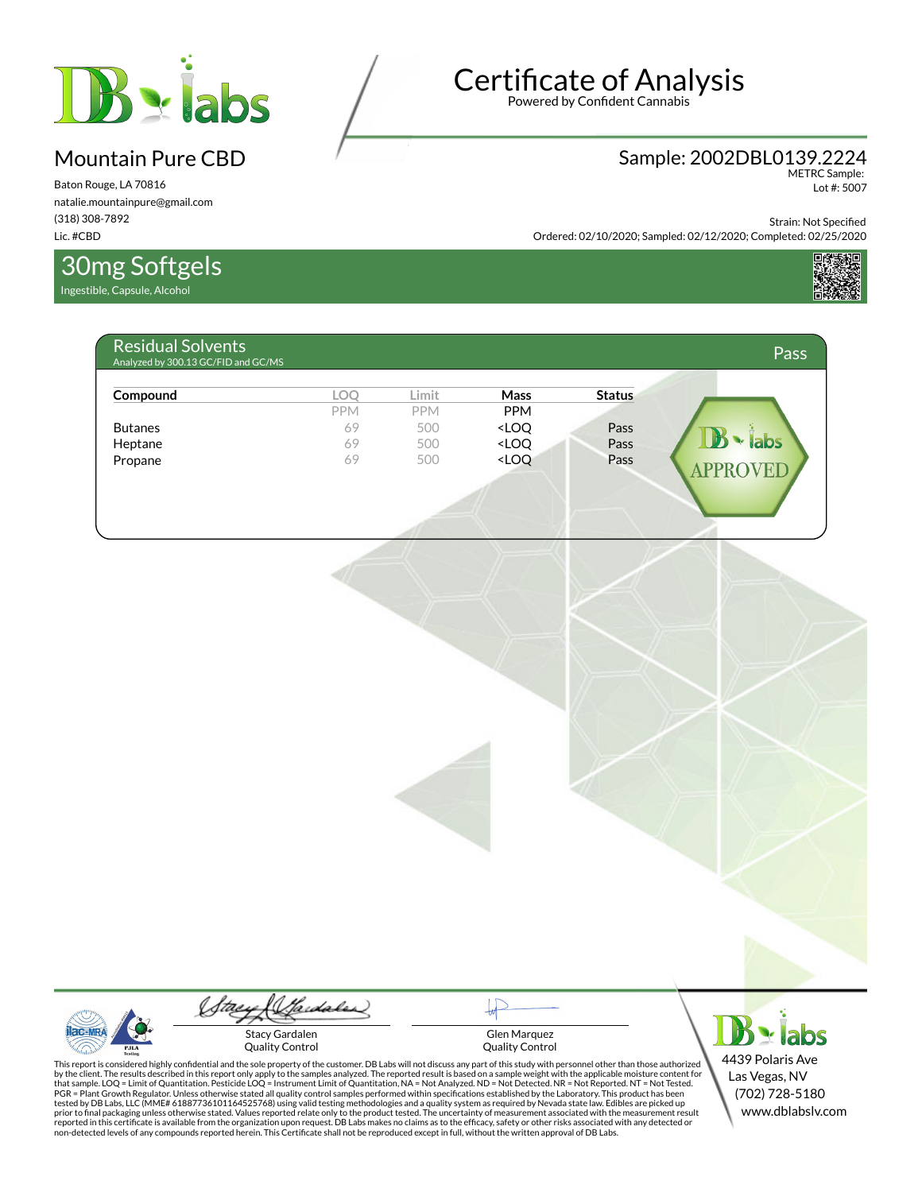# Certificate of Analysis

Powered by Confident Cannabis

## Mountain Pure CBD

Baton Rouge, LA 70816
natalie.mountainpure@gmail.com
(318) 308-7892
Lic. #CBD

**Sample: 2002DBL0139.2224**
METRC Sample:
Lot #: 5007

Strain: Not Specified
Ordered: 02/10/2020; Sampled: 02/12/2020; Completed: 02/25/2020

## 30mg Softgels

Ingestible, Capsule, Alcohol

### Residual Solvents

Analyzed by 300.13 GC/FID and GC/MS

**Pass**

| Compound | LOQ | Limit | Mass | Status |
|---|---|---|---|---|
| | PPM | PPM | PPM | |
| Butanes | 69 | 500 | <LOQ | Pass |
| Heptane | 69 | 500 | <LOQ | Pass |
| Propane | 69 | 500 | <LOQ | Pass |

DB labs APPROVED

Stacy Gardalen
Quality Control

Glen Marquez
Quality Control

This report is considered highly confidential and the sole property of the customer. DB Labs will not discuss any part of this study with personnel other than those authorized by the client. The results described in this report only apply to the samples analyzed. The reported result is based on a sample weight with the applicable moisture content for that sample. LOQ = Limit of Quantitation. Pesticide LOQ = Instrument Limit of Quantitation, NA = Not Analyzed. ND = Not Detected. NR = Not Reported. NT = Not Tested. PGR = Plant Growth Regulator. Unless otherwise stated all quality control samples performed within specifications established by the Laboratory. This product has been tested by DB Labs, LLC (MME# 61887736101164525768) using valid testing methodologies and a quality system as required by Nevada state law. Edibles are picked up prior to final packaging unless otherwise stated. Values reported relate only to the product tested. The uncertainty of measurement associated with the measurement result reported in this certificate is available from the organization upon request. DB Labs makes no claims as to the efficacy, safety or other risks associated with any detected or non-detected levels of any compounds reported herein. This Certificate shall not be reproduced except in full, without the written approval of DB Labs.

4439 Polaris Ave
Las Vegas, NV
(702) 728-5180
www.dblabslv.com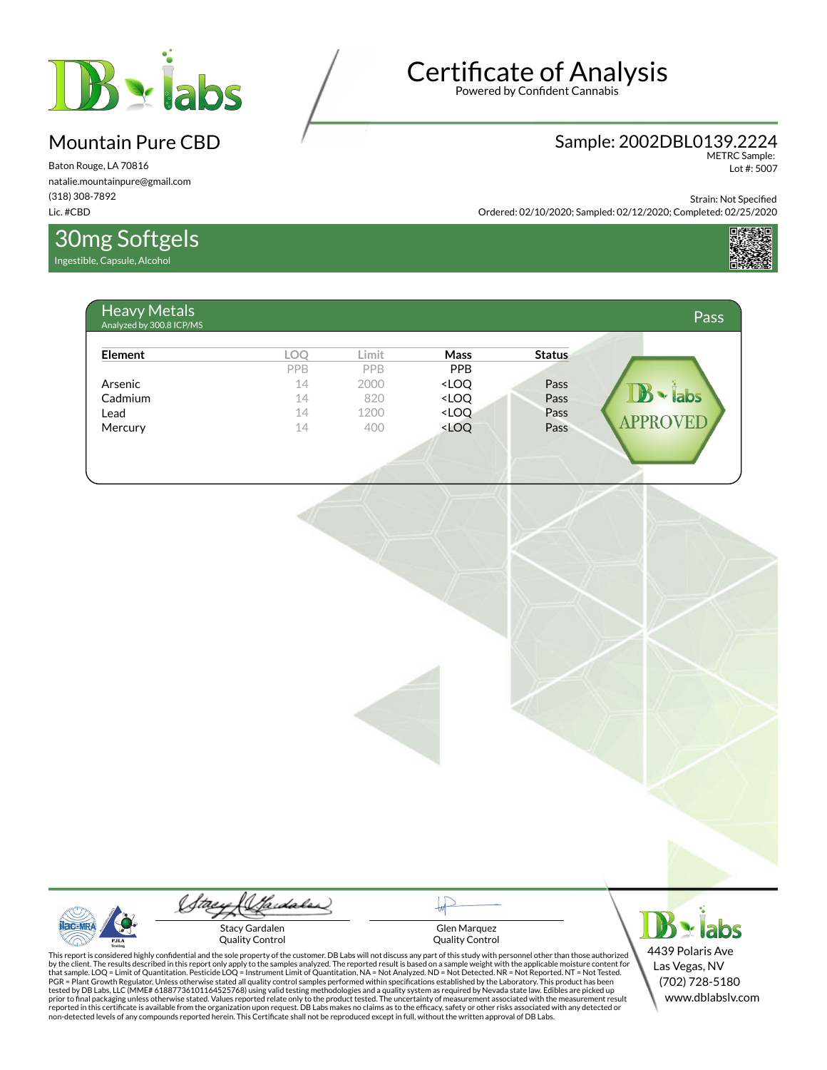# Certificate of Analysis

Powered by Confident Cannabis

## Mountain Pure CBD

Baton Rouge, LA 70816
natalie.mountainpure@gmail.com
(318) 308-7892
Lic. #CBD

**Sample: 2002DBL0139.2224**
METRC Sample:
Lot #: 5007

Strain: Not Specified
Ordered: 02/10/2020; Sampled: 02/12/2020; Completed: 02/25/2020

## 30mg Softgels

Ingestible, Capsule, Alcohol

### Heavy Metals

Analyzed by 300.8 ICP/MS

Pass

| Element | LOQ | Limit | Mass | Status |
|---|---|---|---|---|
| | PPB | PPB | PPB | |
| Arsenic | 14 | 2000 | <LOQ | Pass |
| Cadmium | 14 | 820 | <LOQ | Pass |
| Lead | 14 | 1200 | <LOQ | Pass |
| Mercury | 14 | 400 | <LOQ | Pass |

DB labs APPROVED

Stacy Gardalen
Quality Control

Glen Marquez
Quality Control

This report is considered highly confidential and the sole property of the customer. DB Labs will not discuss any part of this study with personnel other than those authorized by the client. The results described in this report only apply to the samples analyzed. The reported result is based on a sample weight with the applicable moisture content for that sample. LOQ = Limit of Quantitation. Pesticide LOQ = Instrument Limit of Quantitation, NA = Not Analyzed. ND = Not Detected. NR = Not Reported. NT = Not Tested. PGR = Plant Growth Regulator. Unless otherwise stated all quality control samples performed within specifications established by the Laboratory. This product has been tested by DB Labs, LLC (MME# 61887736101164525768) using valid testing methodologies and a quality system as required by Nevada state law. Edibles are picked up prior to final packaging unless otherwise stated. Values reported relate only to the product tested. The uncertainty of measurement associated with the measurement result reported in this certificate is available from the organization upon request. DB Labs makes no claims as to the efficacy, safety or other risks associated with any detected or non-detected levels of any compounds reported herein. This Certificate shall not be reproduced except in full, without the written approval of DB Labs.

DB labs
4439 Polaris Ave
Las Vegas, NV
(702) 728-5180
www.dblabslv.com